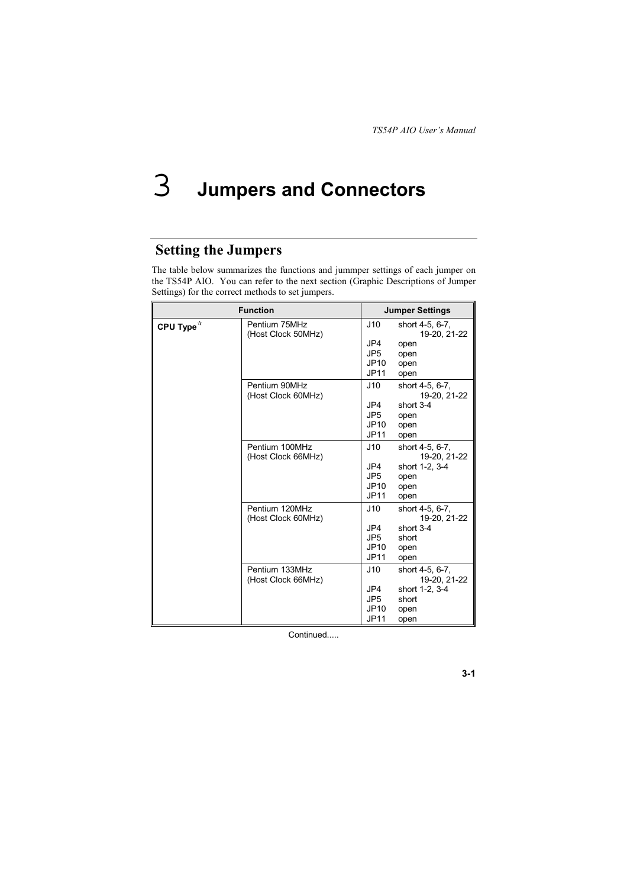// Chapter heading
# 3 Jumpers and Connectors

## Setting the Jumpers

The table below summarizes the functions and jummper settings of each jumper on the TS54P AIO. You can refer to the next section (Graphic Descriptions of Jumper Settings) for the correct methods to set jumpers.

| Function | | Jumper Settings |
|---|---|---|
| **CPU Type** ☆ | Pentium 75MHz (Host Clock 50MHz) | J10 short 4-5, 6-7, 19-20, 21-22<br>JP4 open<br>JP5 open<br>JP10 open<br>JP11 open |
| | Pentium 90MHz (Host Clock 60MHz) | J10 short 4-5, 6-7, 19-20, 21-22<br>JP4 short 3-4<br>JP5 open<br>JP10 open<br>JP11 open |
| | Pentium 100MHz (Host Clock 66MHz) | J10 short 4-5, 6-7, 19-20, 21-22<br>JP4 short 1-2, 3-4<br>JP5 open<br>JP10 open<br>JP11 open |
| | Pentium 120MHz (Host Clock 60MHz) | J10 short 4-5, 6-7, 19-20, 21-22<br>JP4 short 3-4<br>JP5 short<br>JP10 open<br>JP11 open |
| | Pentium 133MHz (Host Clock 66MHz) | J10 short 4-5, 6-7, 19-20, 21-22<br>JP4 short 1-2, 3-4<br>JP5 short<br>JP10 open<br>JP11 open |

Continued.....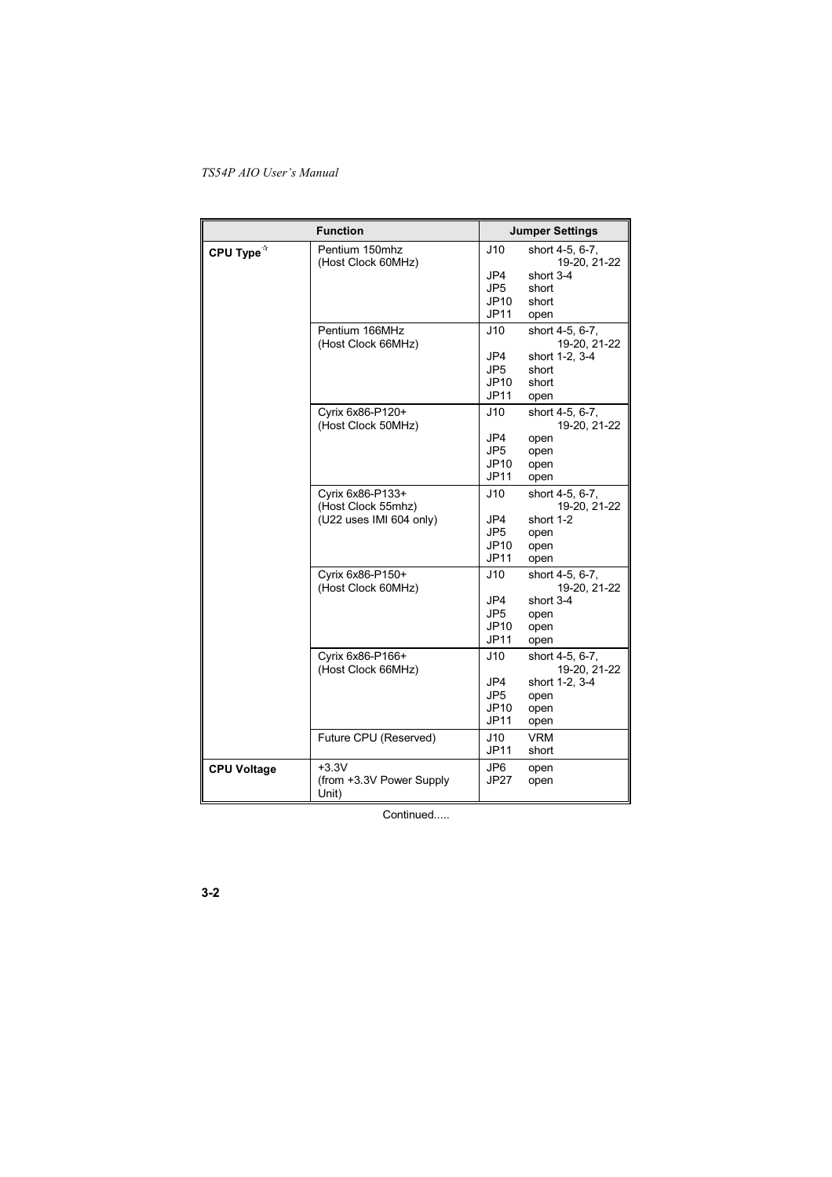| Function | | Jumper Settings |
|---|---|---|
| **CPU Type** ☆ | Pentium 150mhz (Host Clock 60MHz) | J10 short 4-5, 6-7, 19-20, 21-22<br>JP4 short 3-4<br>JP5 short<br>JP10 short<br>JP11 open |
| | Pentium 166MHz (Host Clock 66MHz) | J10 short 4-5, 6-7, 19-20, 21-22<br>JP4 short 1-2, 3-4<br>JP5 short<br>JP10 short<br>JP11 open |
| | Cyrix 6x86-P120+ (Host Clock 50MHz) | J10 short 4-5, 6-7, 19-20, 21-22<br>JP4 open<br>JP5 open<br>JP10 open<br>JP11 open |
| | Cyrix 6x86-P133+ (Host Clock 55mhz) (U22 uses IMI 604 only) | J10 short 4-5, 6-7, 19-20, 21-22<br>JP4 short 1-2<br>JP5 open<br>JP10 open<br>JP11 open |
| | Cyrix 6x86-P150+ (Host Clock 60MHz) | J10 short 4-5, 6-7, 19-20, 21-22<br>JP4 short 3-4<br>JP5 open<br>JP10 open<br>JP11 open |
| | Cyrix 6x86-P166+ (Host Clock 66MHz) | J10 short 4-5, 6-7, 19-20, 21-22<br>JP4 short 1-2, 3-4<br>JP5 open<br>JP10 open<br>JP11 open |
| | Future CPU (Reserved) | J10 VRM<br>JP11 short |
| **CPU Voltage** | +3.3V (from +3.3V Power Supply Unit) | JP6 open<br>JP27 open |

Continued.....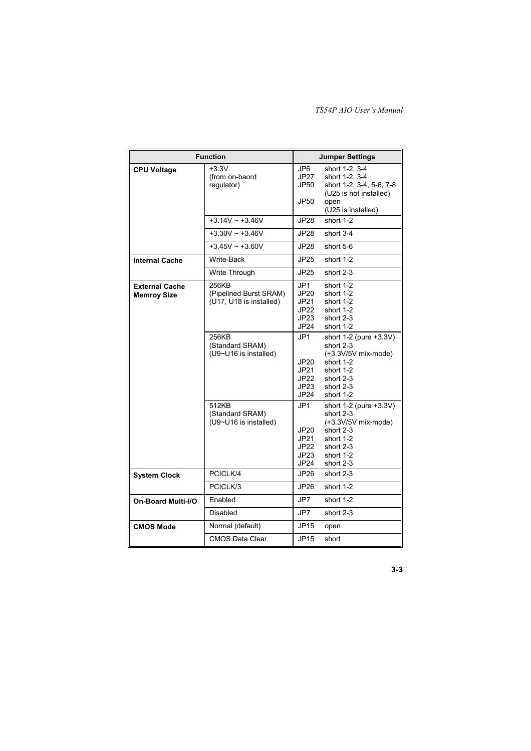| Function | | Jumper Settings |
|---|---|---|
| **CPU Voltage** | +3.3V (from on-baord regulator) | JP6 short 1-2, 3-4<br>JP27 short 1-2, 3-4<br>JP50 short 1-2, 3-4, 5-6, 7-8 (U25 is not installed)<br>JP50 open (U25 is installed) |
| | +3.14V ~ +3.46V | JP28 short 1-2 |
| | +3.30V ~ +3.46V | JP28 short 3-4 |
| | +3.45V ~ +3.60V | JP28 short 5-6 |
| **Internal Cache** | Write-Back | JP25 short 1-2 |
| | Write Through | JP25 short 2-3 |
| **External Cache Memroy Size** | 256KB (Pipelined Burst SRAM) (U17, U18 is installed) | JP1 short 1-2<br>JP20 short 1-2<br>JP21 short 1-2<br>JP22 short 1-2<br>JP23 short 2-3<br>JP24 short 1-2 |
| | 256KB (Standard SRAM) (U9~U16 is installed) | JP1 short 1-2 (pure +3.3V) short 2-3 (+3.3V/5V mix-mode)<br>JP20 short 1-2<br>JP21 short 1-2<br>JP22 short 2-3<br>JP23 short 2-3<br>JP24 short 1-2 |
| | 512KB (Standard SRAM) (U9~U16 is installed) | JP1 short 1-2 (pure +3.3V) short 2-3 (+3.3V/5V mix-mode)<br>JP20 short 2-3<br>JP21 short 1-2<br>JP22 short 2-3<br>JP23 short 1-2<br>JP24 short 2-3 |
| **System Clock** | PCICLK/4 | JP26 short 2-3 |
| | PCICLK/3 | JP26 short 1-2 |
| **On-Board Multi-I/O** | Enabled | JP7 short 1-2 |
| | Disabled | JP7 short 2-3 |
| **CMOS Mode** | Normal (default) | JP15 open |
| | CMOS Data Clear | JP15 short |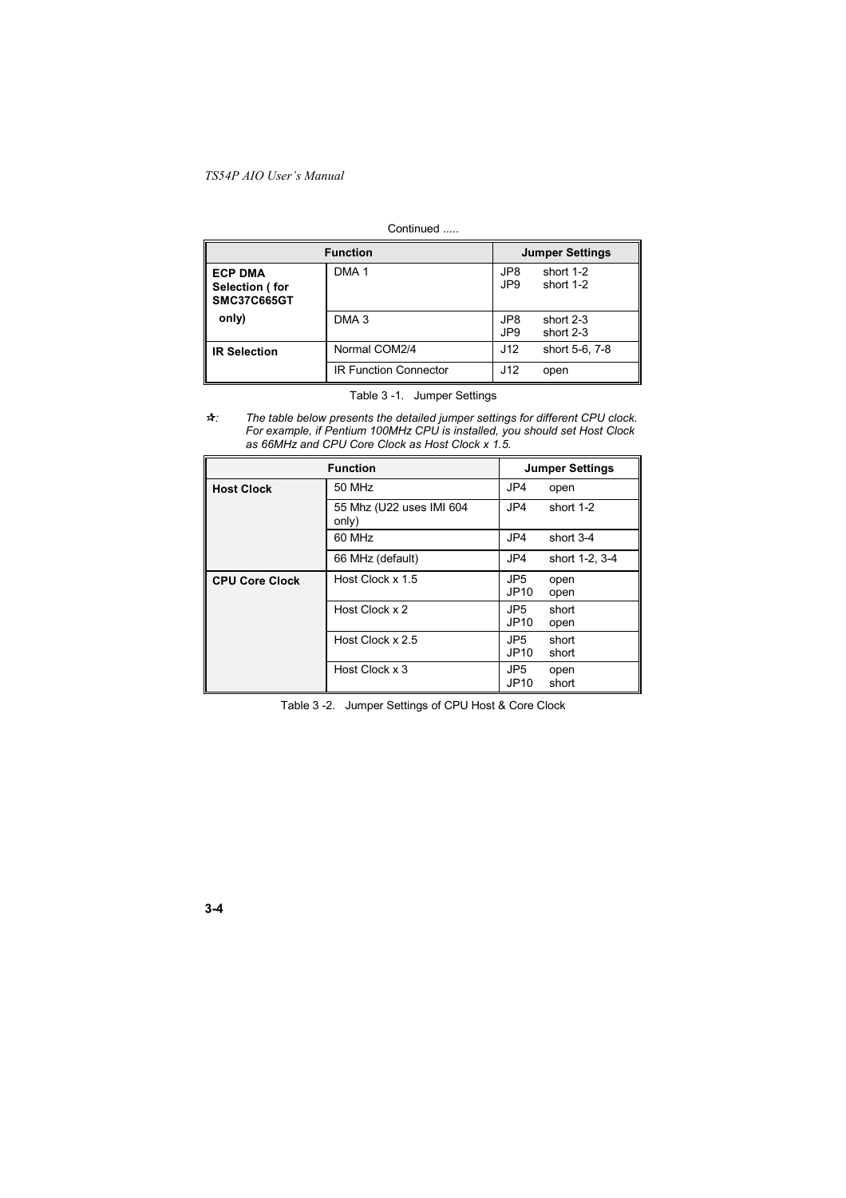Continued .....

| Function | | Jumper Settings |
|---|---|---|
| **ECP DMA Selection ( for SMC37C665GT only)** | DMA 1 | JP8 short 1-2<br>JP9 short 1-2 |
| | DMA 3 | JP8 short 2-3<br>JP9 short 2-3 |
| **IR Selection** | Normal COM2/4 | J12 short 5-6, 7-8 |
| | IR Function Connector | J12 open |

Table 3 -1. Jumper Settings

✰: *The table below presents the detailed jumper settings for different CPU clock. For example, if Pentium 100MHz CPU is installed, you should set Host Clock as 66MHz and CPU Core Clock as Host Clock x 1.5.*

| Function | | Jumper Settings |
|---|---|---|
| **Host Clock** | 50 MHz | JP4 open |
| | 55 Mhz (U22 uses IMI 604 only) | JP4 short 1-2 |
| | 60 MHz | JP4 short 3-4 |
| | 66 MHz (default) | JP4 short 1-2, 3-4 |
| **CPU Core Clock** | Host Clock x 1.5 | JP5 open<br>JP10 open |
| | Host Clock x 2 | JP5 short<br>JP10 open |
| | Host Clock x 2.5 | JP5 short<br>JP10 short |
| | Host Clock x 3 | JP5 open<br>JP10 short |

Table 3 -2. Jumper Settings of CPU Host & Core Clock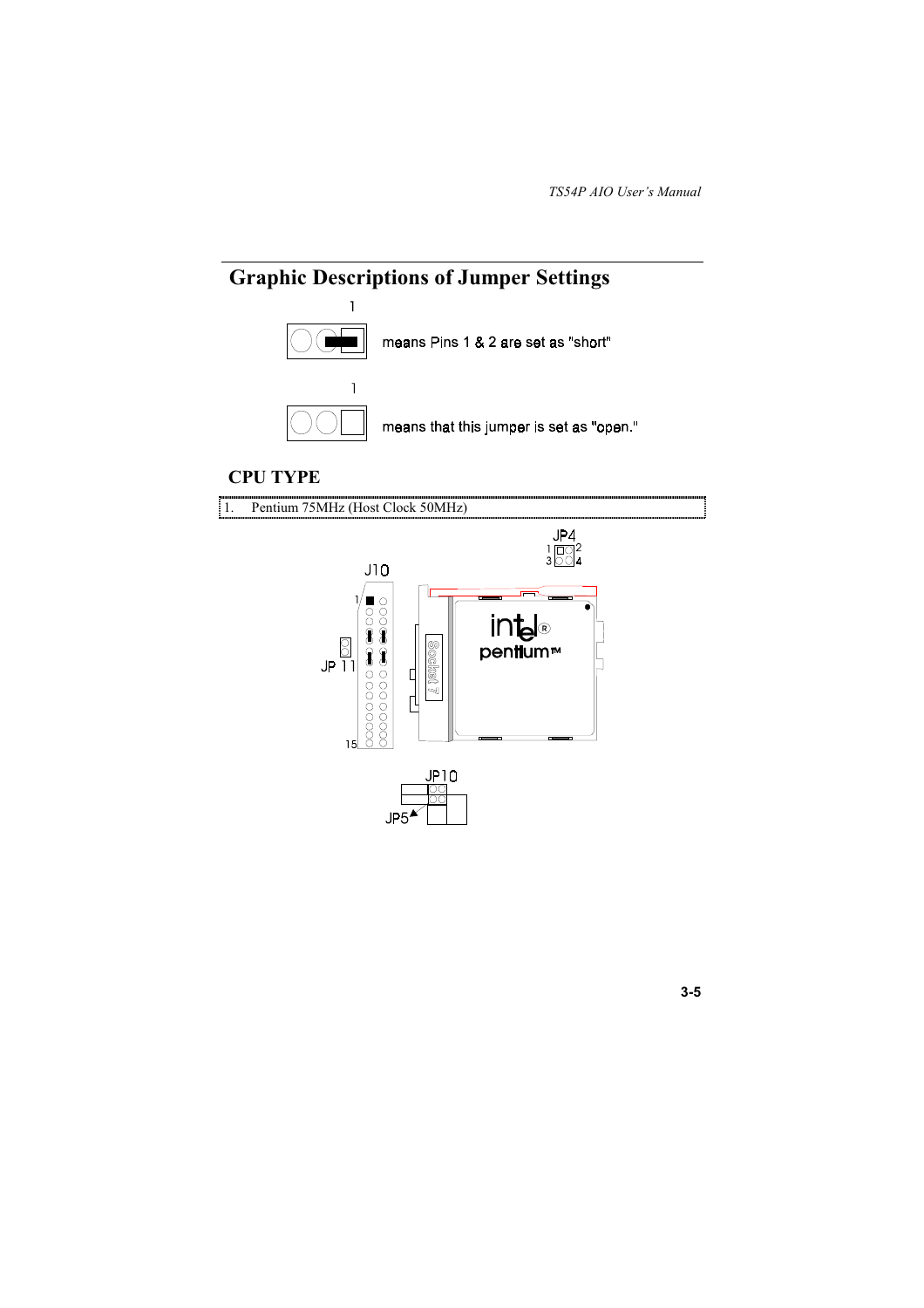## Graphic Descriptions of Jumper Settings

means Pins 1 & 2 are set as "short"

means that this jumper is set as "open."

### CPU TYPE

1. Pentium 75MHz (Host Clock 50MHz)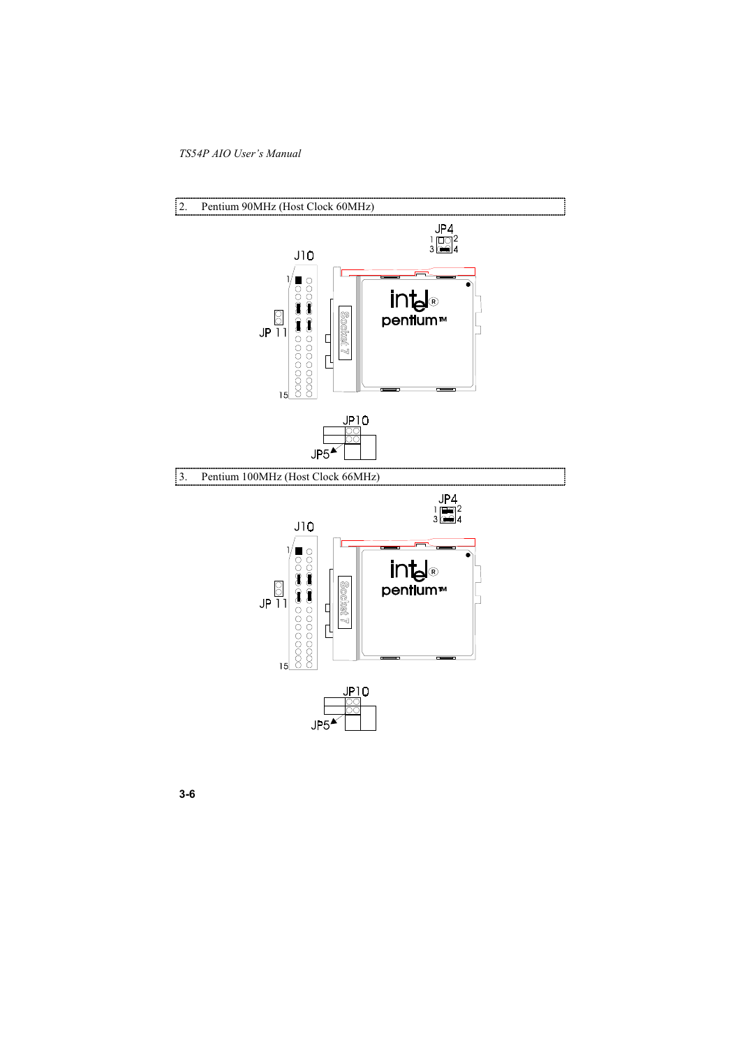2. Pentium 90MHz (Host Clock 60MHz)

3. Pentium 100MHz (Host Clock 66MHz)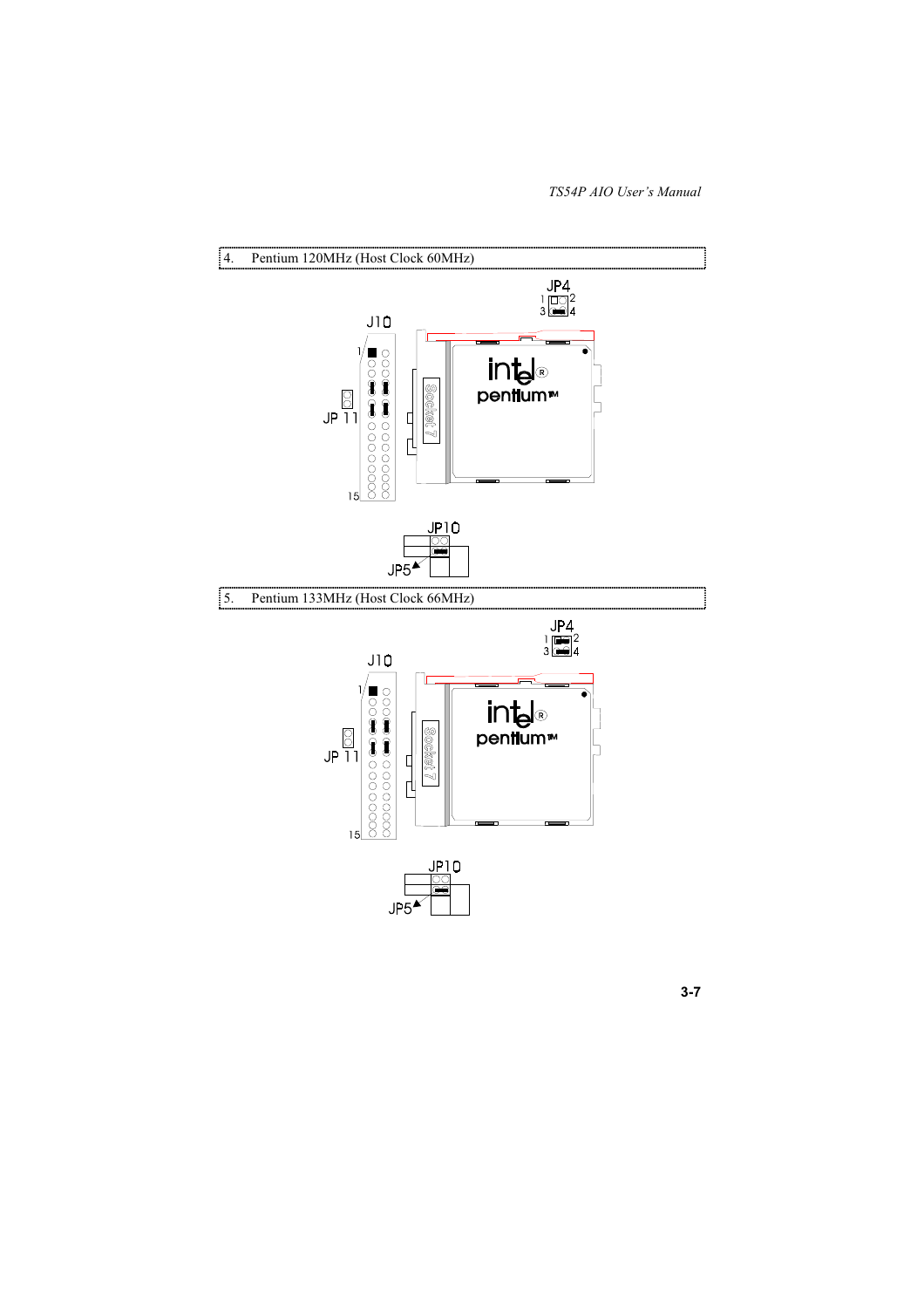4. Pentium 120MHz (Host Clock 60MHz)

JP4

1 2

3 4

J10

1

15

JP 11

Socket 7

intel® pentium™

JP10

JP5

5. Pentium 133MHz (Host Clock 66MHz)

JP4

1 2

3 4

J10

1

15

JP 11

Socket 7

intel® pentium™

JP10

JP5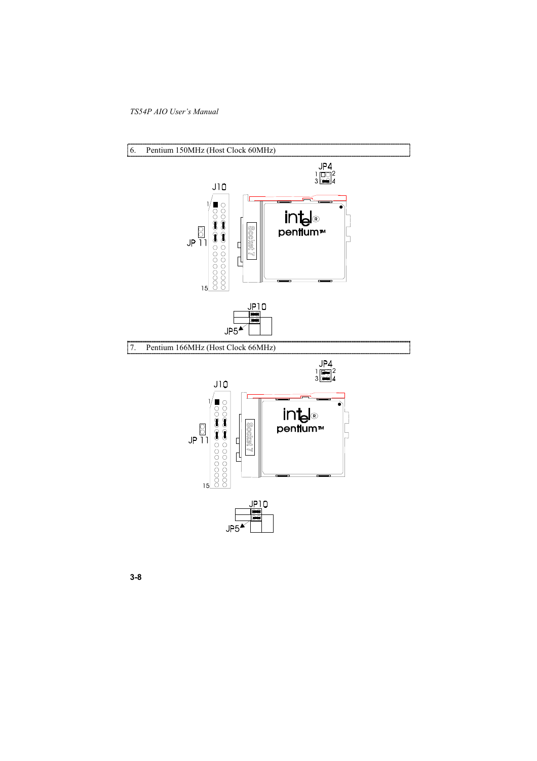6. Pentium 150MHz (Host Clock 60MHz)

7. Pentium 166MHz (Host Clock 66MHz)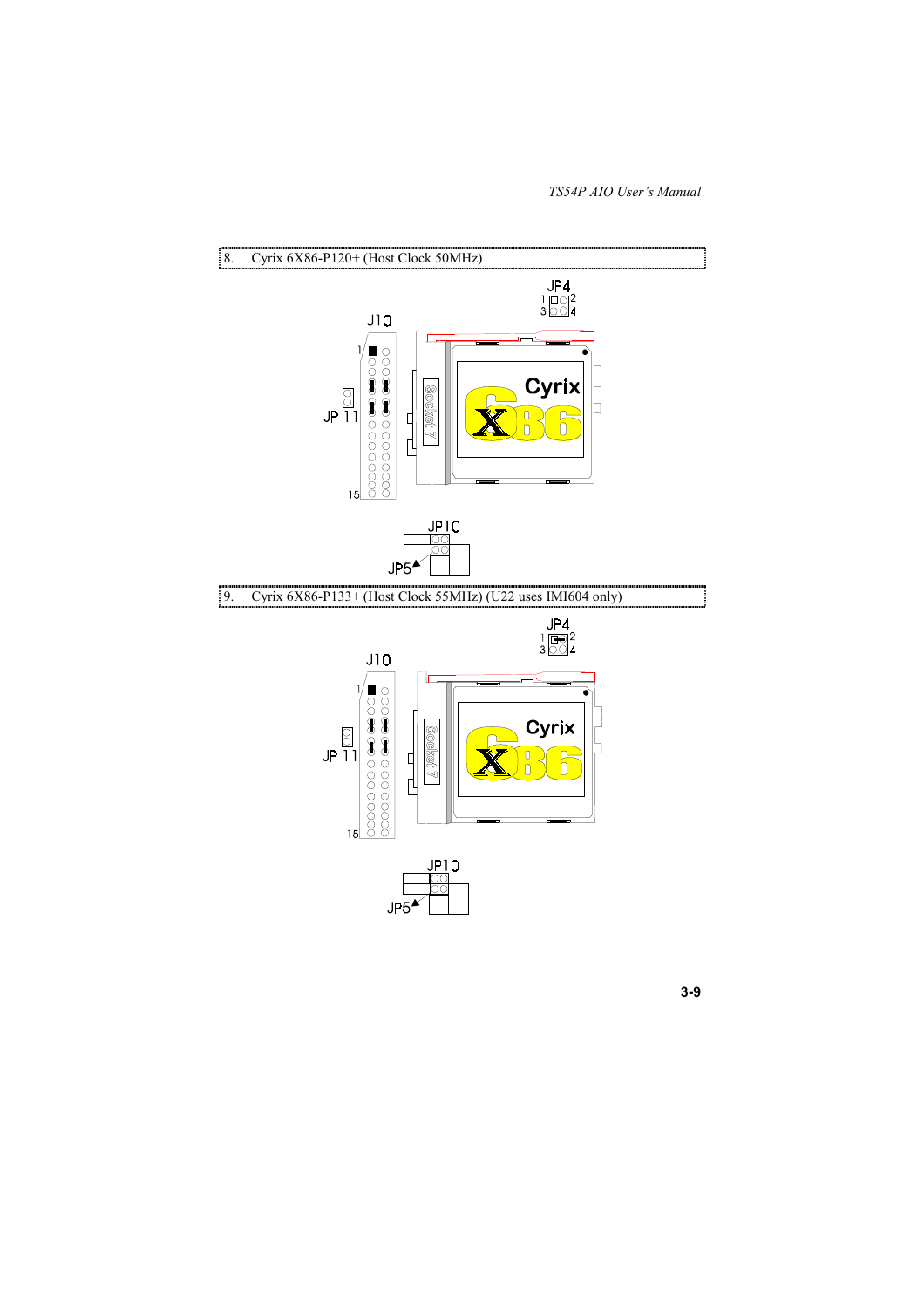8. Cyrix 6X86-P120+ (Host Clock 50MHz)

9. Cyrix 6X86-P133+ (Host Clock 55MHz) (U22 uses IMI604 only)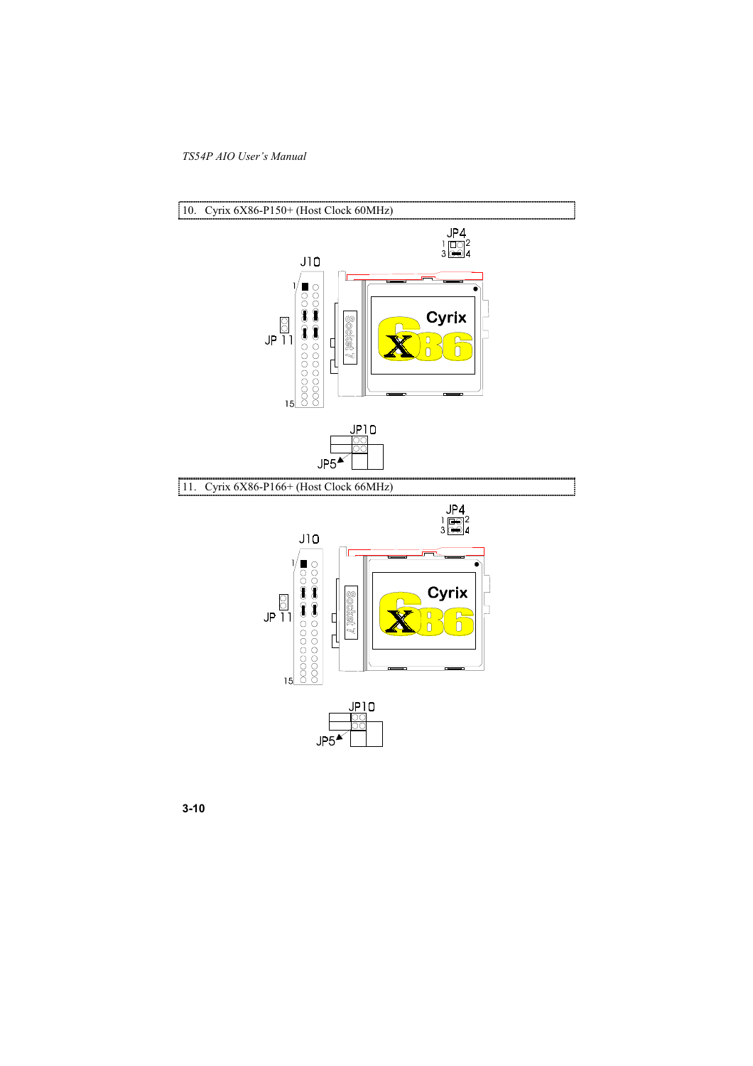10. Cyrix 6X86-P150+ (Host Clock 60MHz)

11. Cyrix 6X86-P166+ (Host Clock 66MHz)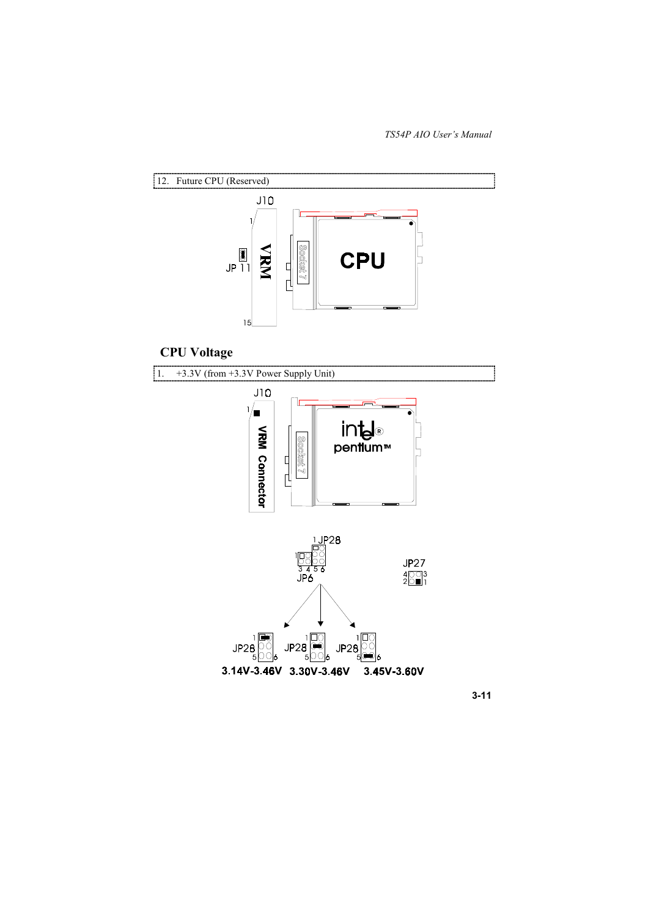12. Future CPU (Reserved)

J10

1

JP 11

VRM

Socket 7

CPU

15

## CPU Voltage

1. +3.3V (from +3.3V Power Supply Unit)

J10

1

VRM Connector

Socket 7

intel® pentium™

1 JP28

1

3 4 5 6

JP6

JP27

4 3

2 1

JP28 (pins 1, 5, 6): 3.14V-3.46V

JP28 (pins 1, 5, 6): 3.30V-3.46V

JP28 (pins 1, 5, 6): 3.45V-3.60V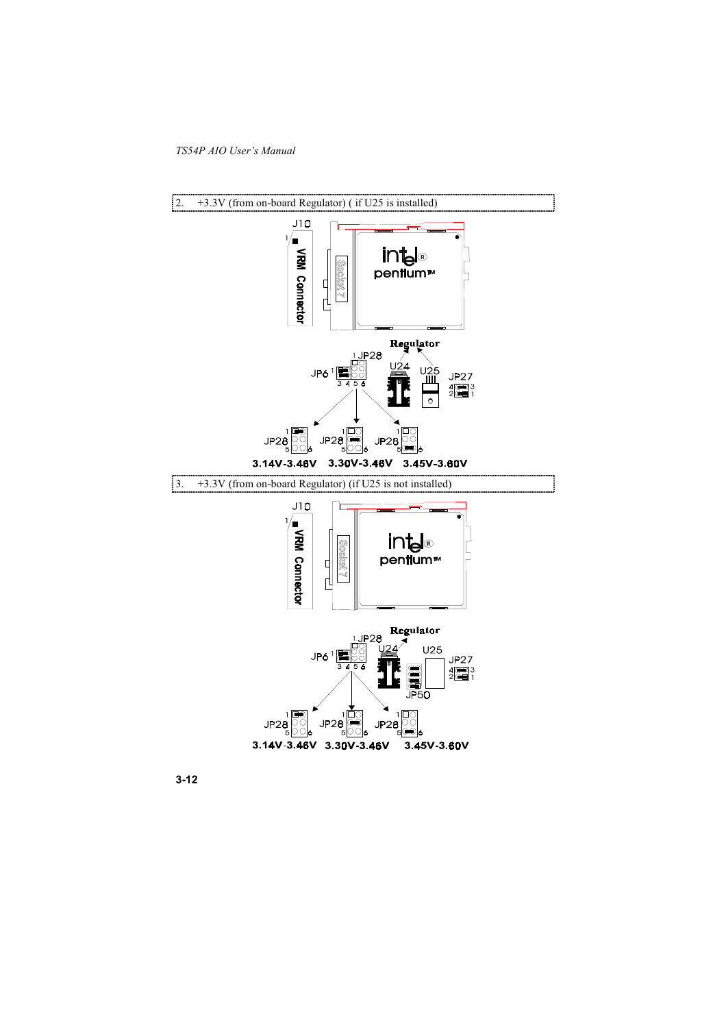2. +3.3V (from on-board Regulator) ( if U25 is installed)

J10

VRM Connector

Socket 7

intel® pentium™

Regulator

JP28 U24 U25 JP27

JP6

JP28 JP28 JP28

3.14V-3.46V 3.30V-3.46V 3.45V-3.60V

3. +3.3V (from on-board Regulator) (if U25 is not installed)

J10

VRM Connector

Socket 7

intel® pentium™

Regulator

JP28 U24 U25 JP27

JP6

JP50

JP28 JP28 JP28

3.14V-3.46V 3.30V-3.46V 3.45V-3.60V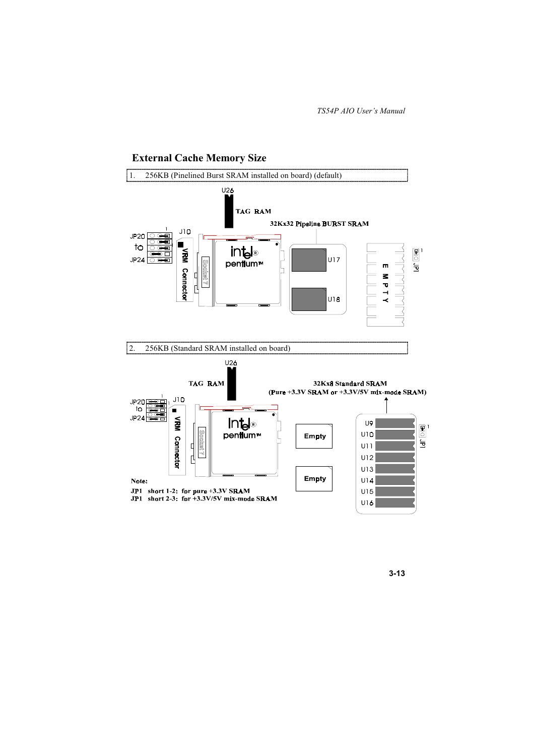## External Cache Memory Size

1. 256KB (Pinelined Burst SRAM installed on board) (default)

U26

TAG RAM

32Kx32 Pipeline BURST SRAM

JP20 to JP24 J10 VRM Connector Socket 7 intel pentium U17 U18 EMPTY JP1

2. 256KB (Standard SRAM installed on board)

U26

TAG RAM

32Kx8 Standard SRAM
(Pure +3.3V SRAM or +3.3V/5V mix-mode SRAM)

JP20 to JP24 J10 VRM Connector Socket 7 intel pentium Empty Empty U9 U10 U11 U12 U13 U14 U15 U16 JP1

**Note:**

**JP1 short 1-2: for pure +3.3V SRAM**

**JP1 short 2-3: for +3.3V/5V mix-mode SRAM**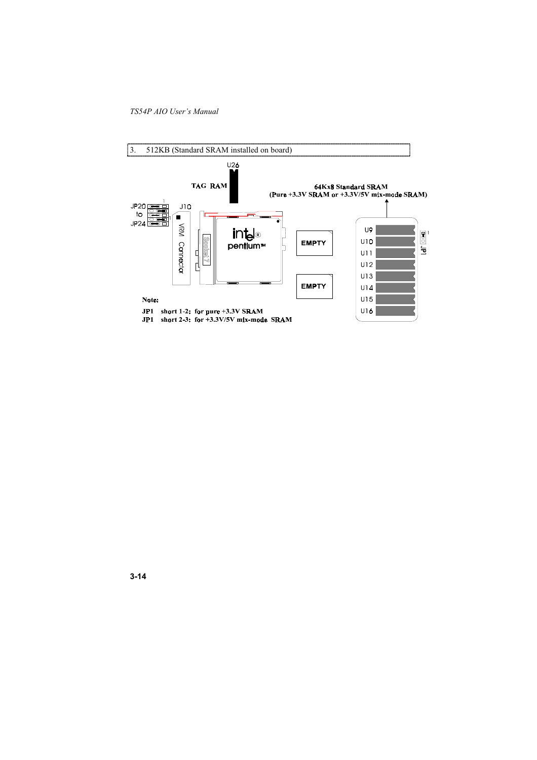3. 512KB (Standard SRAM installed on board)

U26

TAG RAM

64Kx8 Standard SRAM
(Pure +3.3V SRAM or +3.3V/5V mix-mode SRAM)

JP20 to JP24

J10

VRM Connector

Socket 7

intel pentium™

EMPTY

EMPTY

U9
U10
U11
U12
U13
U14
U15
U16

JP1

**Note:**

**JP1 short 1-2: for pure +3.3V SRAM**
**JP1 short 2-3: for +3.3V/5V mix-mode SRAM**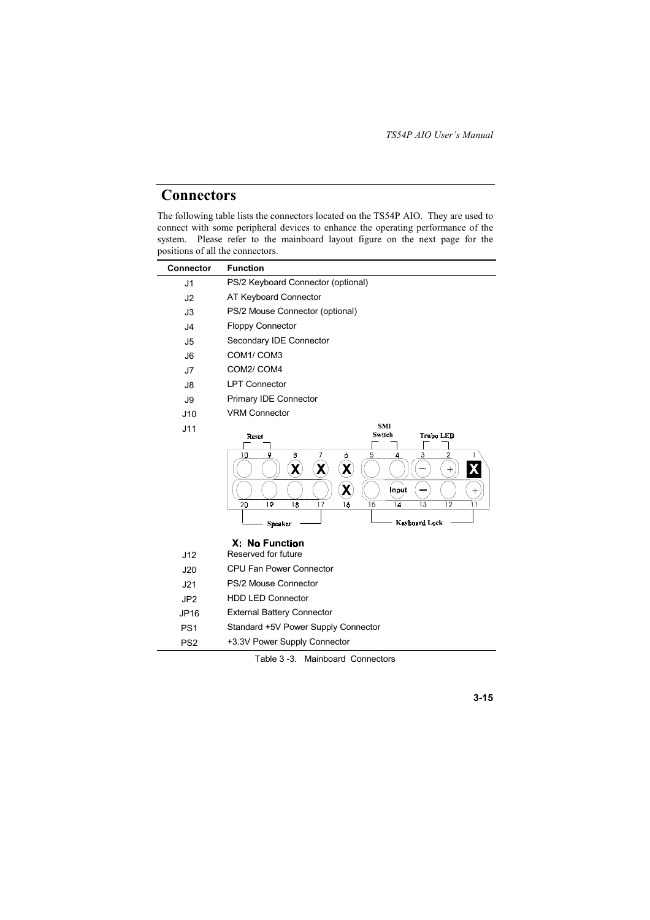## Connectors

The following table lists the connectors located on the TS54P AIO. They are used to connect with some peripheral devices to enhance the operating performance of the system. Please refer to the mainboard layout figure on the next page for the positions of all the connectors.

| Connector | Function |
|---|---|
| J1 | PS/2 Keyboard Connector (optional) |
| J2 | AT Keyboard Connector |
| J3 | PS/2 Mouse Connector (optional) |
| J4 | Floppy Connector |
| J5 | Secondary IDE Connector |
| J6 | COM1/ COM3 |
| J7 | COM2/ COM4 |
| J8 | LPT Connector |
| J9 | Primary IDE Connector |
| J10 | VRM Connector |
| J11 | Reset (pins 10, 9); SMI Switch (pins 5, 4); Trubo LED (pins 3 −, 2 +); Speaker (pins 20–17); Keyboard Lock (pins 15–11: 14 Input, 13 −, 11 +); pins 1, 6, 7, 8, 16 marked X. **X: No Function** |
| J12 | Reserved for future |
| J20 | CPU Fan Power Connector |
| J21 | PS/2 Mouse Connector |
| JP2 | HDD LED Connector |
| JP16 | External Battery Connector |
| PS1 | Standard +5V Power Supply Connector |
| PS2 | +3.3V Power Supply Connector |

Table 3 -3. Mainboard Connectors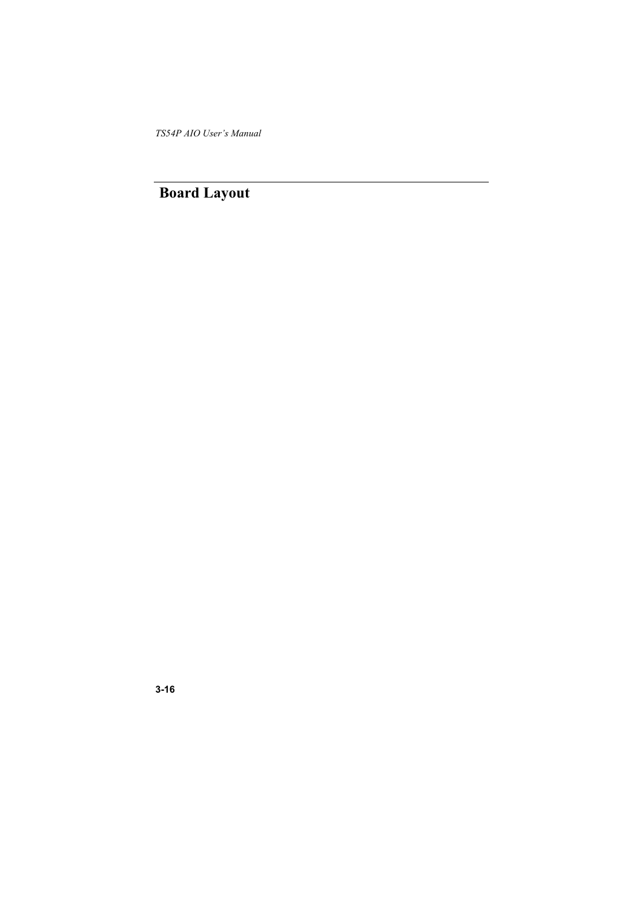## Board Layout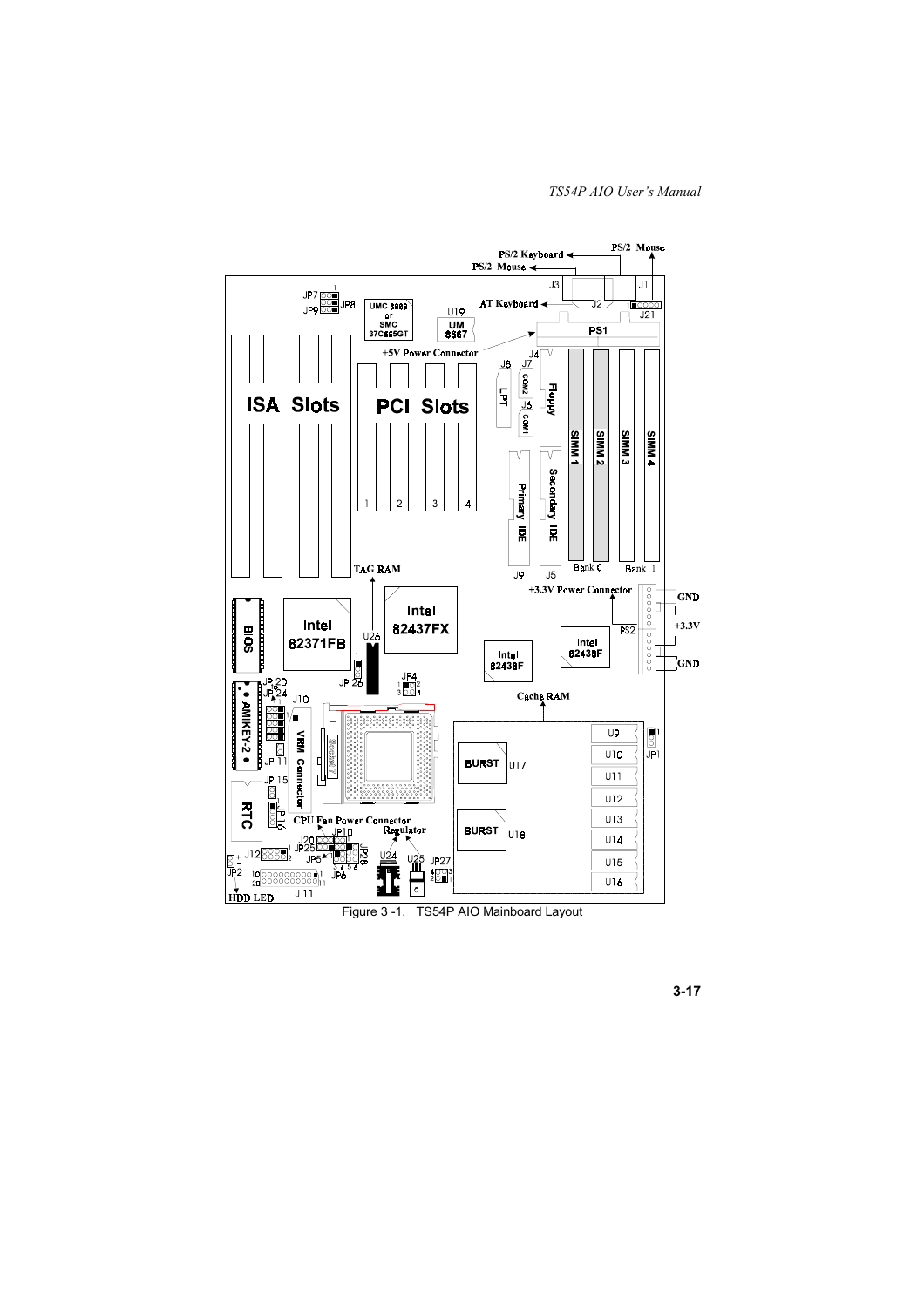PS/2 Keyboard
PS/2 Mouse
PS/2 Mouse
J3
J1
J2
AT Keyboard
J21
JP7
JP9
JP8
UMC 8669 or SMC 37C665GT
U19
UM 8867
PS1
+5V Power Connector
J4
J8
J7
COM2
J6
COM1
LPT
Floppy
SIMM 1
SIMM 2
SIMM 3
SIMM 4
ISA Slots
PCI Slots
1
2
3
4
Primary IDE
Secondary IDE
J9
J5
Bank 0
Bank 1
TAG RAM
+3.3V Power Connector
GND
+3.3V
GND
PS2
BIOS
Intel 82371FB
Intel 82437FX
U26
Intel 82438F
Intel 82438F
JP 26
JP4
JP 20
JP 24
J10
Cache RAM
AMIKEY-2
VRM Connector
JP 11
JP 15
JP 16
RTC
U9
U10
U11
U12
U13
U14
U15
U16
JP1
BURST
U17
BURST
U18
CPU Fan Power Connector
Regulator
J20
JP10
JP25
JP5
JP28
JP6
J12
U24
U25
JP27
JP2
J 11
HDD LED

Figure 3 -1. TS54P AIO Mainboard Layout